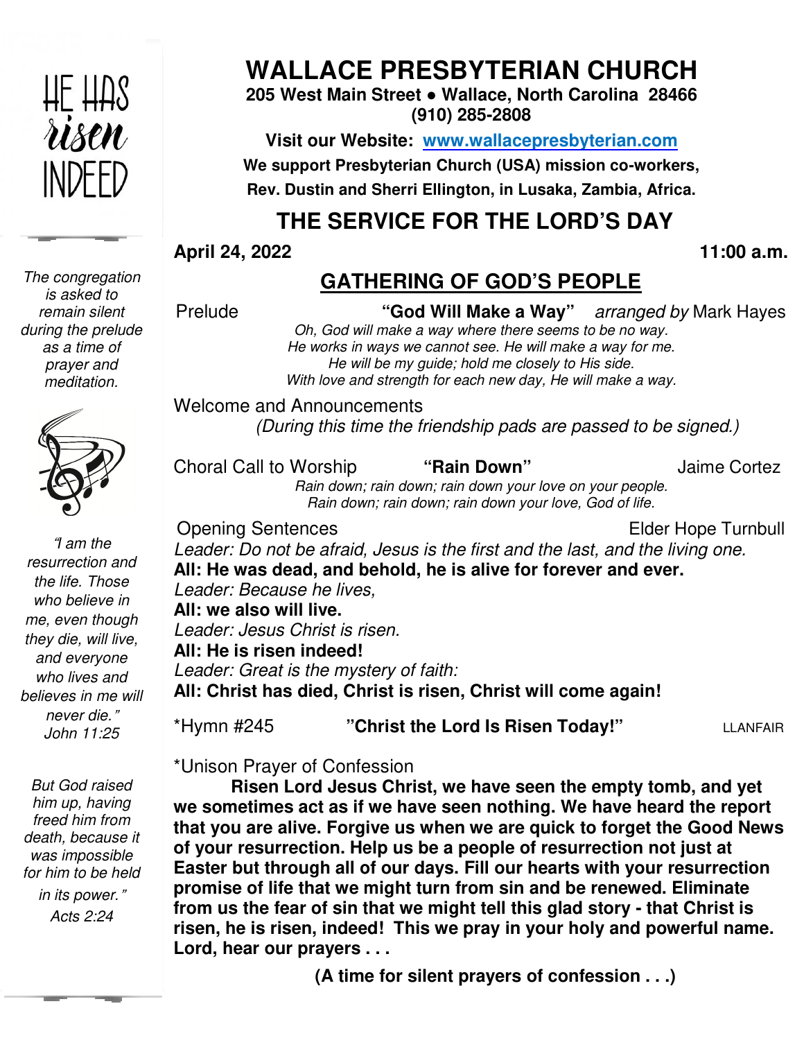# WALLACE PRESBYTERIAN CHURCH

**205 West Main Street ● Wallace, North Carolina 28466**
**(910) 285-2808**

**Visit our Website: www.wallacepresbyterian.com**

**We support Presbyterian Church (USA) mission co-workers,**
**Rev. Dustin and Sherri Ellington, in Lusaka, Zambia, Africa.**

## THE SERVICE FOR THE LORD'S DAY

**April 24, 2022** **11:00 a.m.**

HE HAS *risen* INDEED

*The congregation is asked to remain silent during the prelude as a time of prayer and meditation.*

*"I am the resurrection and the life. Those who believe in me, even though they die, will live, and everyone who lives and believes in me will never die." John 11:25*

*But God raised him up, having freed him from death, because it was impossible for him to be held in its power." Acts 2:24*

## GATHERING OF GOD'S PEOPLE

Prelude **"God Will Make a Way"** *arranged by* Mark Hayes

*Oh, God will make a way where there seems to be no way.*
*He works in ways we cannot see. He will make a way for me.*
*He will be my guide; hold me closely to His side.*
*With love and strength for each new day, He will make a way.*

Welcome and Announcements
*(During this time the friendship pads are passed to be signed.)*

Choral Call to Worship **"Rain Down"** Jaime Cortez

*Rain down; rain down; rain down your love on your people.*
*Rain down; rain down; rain down your love, God of life.*

Opening Sentences Elder Hope Turnbull

*Leader: Do not be afraid, Jesus is the first and the last, and the living one.*
**All: He was dead, and behold, he is alive for forever and ever.**
*Leader: Because he lives,*
**All: we also will live.**
*Leader: Jesus Christ is risen.*
**All: He is risen indeed!**
*Leader: Great is the mystery of faith:*
**All: Christ has died, Christ is risen, Christ will come again!**

*Hymn #245 **"Christ the Lord Is Risen Today!"** LLANFAIR

*Unison Prayer of Confession

**Risen Lord Jesus Christ, we have seen the empty tomb, and yet we sometimes act as if we have seen nothing. We have heard the report that you are alive. Forgive us when we are quick to forget the Good News of your resurrection. Help us be a people of resurrection not just at Easter but through all of our days. Fill our hearts with your resurrection promise of life that we might turn from sin and be renewed. Eliminate from us the fear of sin that we might tell this glad story - that Christ is risen, he is risen, indeed! This we pray in your holy and powerful name. Lord, hear our prayers . . .**

**(A time for silent prayers of confession . . .)**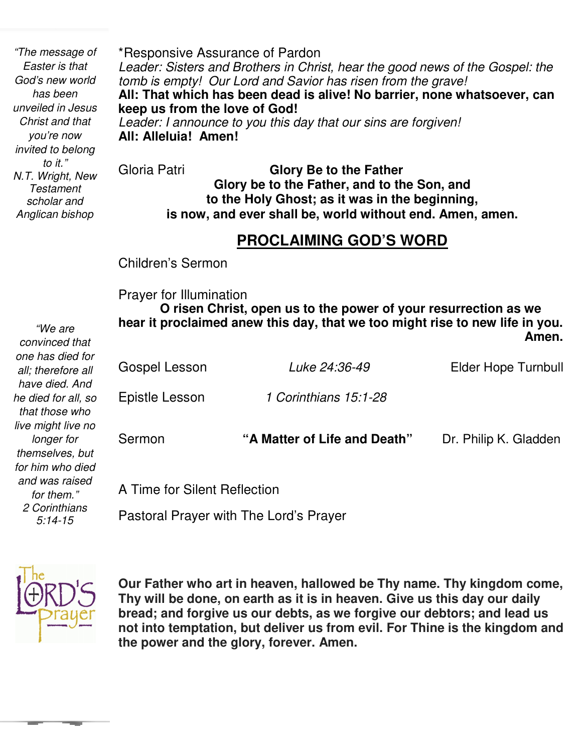*“The message of Easter is that God’s new world has been unveiled in Jesus Christ and that you’re now invited to belong to it.”*
N.T. Wright, New Testament scholar and Anglican bishop

*Responsive Assurance of Pardon
*Leader: Sisters and Brothers in Christ, hear the good news of the Gospel: the tomb is empty! Our Lord and Savior has risen from the grave!*
**All: That which has been dead is alive! No barrier, none whatsoever, can keep us from the love of God!**
*Leader: I announce to you this day that our sins are forgiven!*
**All: Alleluia! Amen!**

Gloria Patri **Glory Be to the Father**

**Glory be to the Father, and to the Son, and to the Holy Ghost; as it was in the beginning, is now, and ever shall be, world without end. Amen, amen.**

## PROCLAIMING GOD’S WORD

Children’s Sermon

Prayer for Illumination

**O risen Christ, open us to the power of your resurrection as we hear it proclaimed anew this day, that we too might rise to new life in you. Amen.**

*“We are convinced that one has died for all; therefore all have died. And he died for all, so that those who live might live no longer for themselves, but for him who died and was raised for them.”*
2 Corinthians 5:14-15

Gospel Lesson *Luke 24:36-49* Elder Hope Turnbull

Epistle Lesson *1 Corinthians 15:1-28*

Sermon **“A Matter of Life and Death”** Dr. Philip K. Gladden

A Time for Silent Reflection

Pastoral Prayer with The Lord’s Prayer

**Our Father who art in heaven, hallowed be Thy name. Thy kingdom come, Thy will be done, on earth as it is in heaven. Give us this day our daily bread; and forgive us our debts, as we forgive our debtors; and lead us not into temptation, but deliver us from evil. For Thine is the kingdom and the power and the glory, forever. Amen.**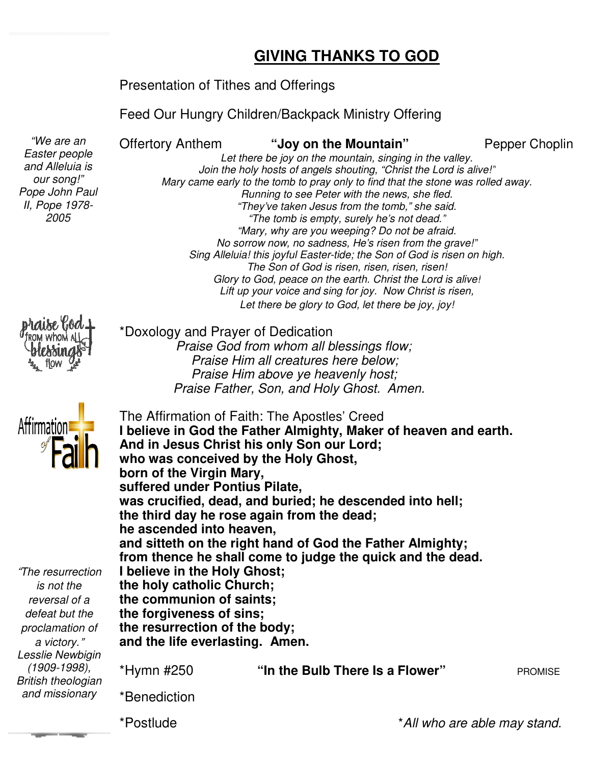## GIVING THANKS TO GOD

Presentation of Tithes and Offerings

Feed Our Hungry Children/Backpack Ministry Offering

*"We are an Easter people and Alleluia is our song!" Pope John Paul II, Pope 1978-2005*

Offertory Anthem **"Joy on the Mountain"** Pepper Choplin

*Let there be joy on the mountain, singing in the valley.*
*Join the holy hosts of angels shouting, "Christ the Lord is alive!"*
*Mary came early to the tomb to pray only to find that the stone was rolled away.*
*Running to see Peter with the news, she fled.*
*"They've taken Jesus from the tomb," she said.*
*"The tomb is empty, surely he's not dead."*
*"Mary, why are you weeping? Do not be afraid.*
*No sorrow now, no sadness, He's risen from the grave!"*
*Sing Alleluia! this joyful Easter-tide; the Son of God is risen on high.*
*The Son of God is risen, risen, risen, risen!*
*Glory to God, peace on the earth. Christ the Lord is alive!*
*Lift up your voice and sing for joy. Now Christ is risen,*
*Let there be glory to God, let there be joy, joy!*

*Doxology and Prayer of Dedication

*Praise God from whom all blessings flow;*
*Praise Him all creatures here below;*
*Praise Him above ye heavenly host;*
*Praise Father, Son, and Holy Ghost. Amen.*

The Affirmation of Faith: The Apostles' Creed

**I believe in God the Father Almighty, Maker of heaven and earth.**
**And in Jesus Christ his only Son our Lord;**
**who was conceived by the Holy Ghost,**
**born of the Virgin Mary,**
**suffered under Pontius Pilate,**
**was crucified, dead, and buried; he descended into hell;**
**the third day he rose again from the dead;**
**he ascended into heaven,**
**and sitteth on the right hand of God the Father Almighty;**
**from thence he shall come to judge the quick and the dead.**
**I believe in the Holy Ghost;**
**the holy catholic Church;**
**the communion of saints;**
**the forgiveness of sins;**
**the resurrection of the body;**
**and the life everlasting. Amen.**

*"The resurrection is not the reversal of a defeat but the proclamation of a victory." Lesslie Newbigin (1909-1998), British theologian and missionary*

*Hymn #250 **"In the Bulb There Is a Flower"** PROMISE

*Benediction

*Postlude *\*All who are able may stand.*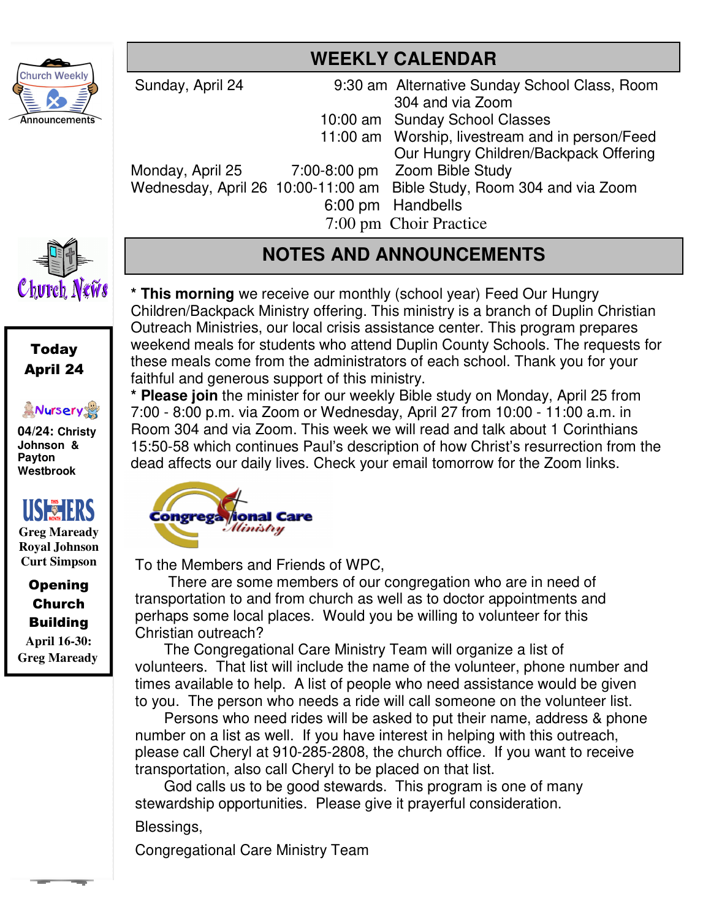Church Weekly Announcements

## WEEKLY CALENDAR

| | | |
|---|---|---|
| Sunday, April 24 | 9:30 am | Alternative Sunday School Class, Room 304 and via Zoom |
| | 10:00 am | Sunday School Classes |
| | 11:00 am | Worship, livestream and in person/Feed Our Hungry Children/Backpack Offering |
| Monday, April 25 | 7:00-8:00 pm | Zoom Bible Study |
| Wednesday, April 26 | 10:00-11:00 am | Bible Study, Room 304 and via Zoom |
| | 6:00 pm | Handbells |
| | 7:00 pm | Choir Practice |

Church News

**Today April 24**

**Nursery**

**04/24: Christy Johnson & Payton Westbrook**

**USHERS**

**Greg Maready**
**Royal Johnson**
**Curt Simpson**

**Opening Church Building**

**April 16-30: Greg Maready**

## NOTES AND ANNOUNCEMENTS

* **This morning** we receive our monthly (school year) Feed Our Hungry Children/Backpack Ministry offering. This ministry is a branch of Duplin Christian Outreach Ministries, our local crisis assistance center. This program prepares weekend meals for students who attend Duplin County Schools. The requests for these meals come from the administrators of each school. Thank you for your faithful and generous support of this ministry.

* **Please join** the minister for our weekly Bible study on Monday, April 25 from 7:00 - 8:00 p.m. via Zoom or Wednesday, April 27 from 10:00 - 11:00 a.m. in Room 304 and via Zoom. This week we will read and talk about 1 Corinthians 15:50-58 which continues Paul's description of how Christ's resurrection from the dead affects our daily lives. Check your email tomorrow for the Zoom links.

Congregational Care Ministry

To the Members and Friends of WPC,

There are some members of our congregation who are in need of transportation to and from church as well as to doctor appointments and perhaps some local places. Would you be willing to volunteer for this Christian outreach?

The Congregational Care Ministry Team will organize a list of volunteers. That list will include the name of the volunteer, phone number and times available to help. A list of people who need assistance would be given to you. The person who needs a ride will call someone on the volunteer list.

Persons who need rides will be asked to put their name, address & phone number on a list as well. If you have interest in helping with this outreach, please call Cheryl at 910-285-2808, the church office. If you want to receive transportation, also call Cheryl to be placed on that list.

God calls us to be good stewards. This program is one of many stewardship opportunities. Please give it prayerful consideration.

Blessings,

Congregational Care Ministry Team